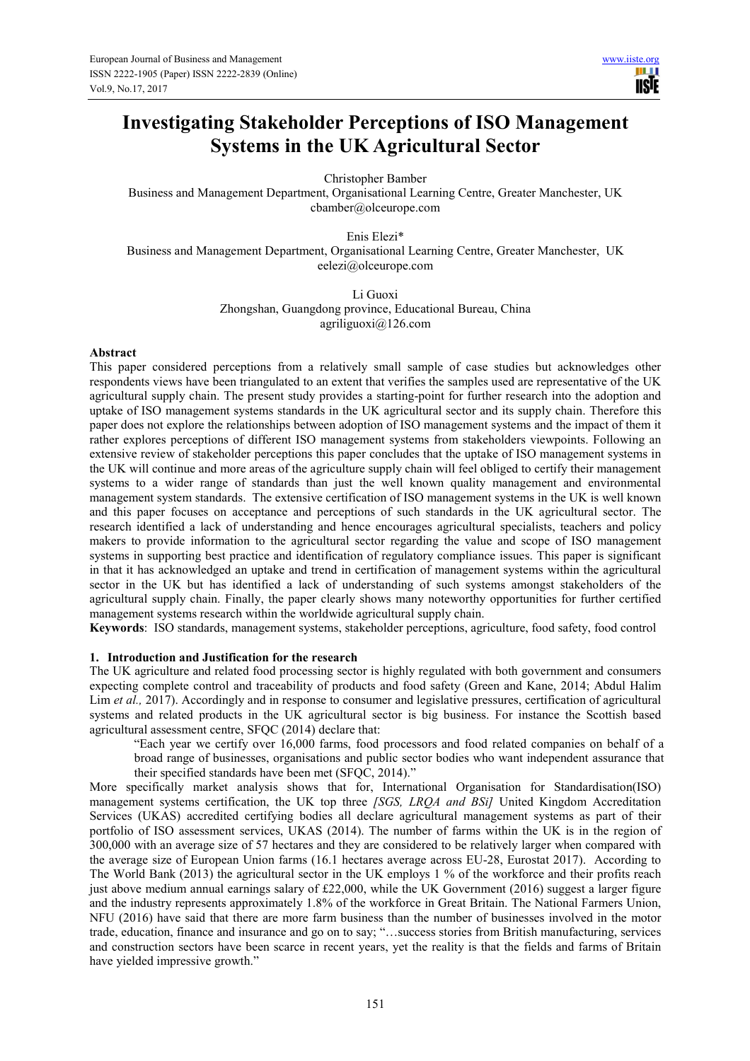# Investigating Stakeholder Perceptions of ISO Management Systems in the UK Agricultural Sector

Christopher Bamber
Business and Management Department, Organisational Learning Centre, Greater Manchester, UK
cbamber@olceurope.com

Enis Elezi*
Business and Management Department, Organisational Learning Centre, Greater Manchester, UK
eelezi@olceurope.com

Li Guoxi
Zhongshan, Guangdong province, Educational Bureau, China
agriliguoxi@126.com

## Abstract

This paper considered perceptions from a relatively small sample of case studies but acknowledges other respondents views have been triangulated to an extent that verifies the samples used are representative of the UK agricultural supply chain. The present study provides a starting-point for further research into the adoption and uptake of ISO management systems standards in the UK agricultural sector and its supply chain. Therefore this paper does not explore the relationships between adoption of ISO management systems and the impact of them it rather explores perceptions of different ISO management systems from stakeholders viewpoints. Following an extensive review of stakeholder perceptions this paper concludes that the uptake of ISO management systems in the UK will continue and more areas of the agriculture supply chain will feel obliged to certify their management systems to a wider range of standards than just the well known quality management and environmental management system standards. The extensive certification of ISO management systems in the UK is well known and this paper focuses on acceptance and perceptions of such standards in the UK agricultural sector. The research identified a lack of understanding and hence encourages agricultural specialists, teachers and policy makers to provide information to the agricultural sector regarding the value and scope of ISO management systems in supporting best practice and identification of regulatory compliance issues. This paper is significant in that it has acknowledged an uptake and trend in certification of management systems within the agricultural sector in the UK but has identified a lack of understanding of such systems amongst stakeholders of the agricultural supply chain. Finally, the paper clearly shows many noteworthy opportunities for further certified management systems research within the worldwide agricultural supply chain.

**Keywords**: ISO standards, management systems, stakeholder perceptions, agriculture, food safety, food control

## 1. Introduction and Justification for the research

The UK agriculture and related food processing sector is highly regulated with both government and consumers expecting complete control and traceability of products and food safety (Green and Kane, 2014; Abdul Halim Lim *et al.,* 2017). Accordingly and in response to consumer and legislative pressures, certification of agricultural systems and related products in the UK agricultural sector is big business. For instance the Scottish based agricultural assessment centre, SFQC (2014) declare that:

> "Each year we certify over 16,000 farms, food processors and food related companies on behalf of a broad range of businesses, organisations and public sector bodies who want independent assurance that their specified standards have been met (SFQC, 2014)."

More specifically market analysis shows that for, International Organisation for Standardisation(ISO) management systems certification, the UK top three *[SGS, LRQA and BSi]* United Kingdom Accreditation Services (UKAS) accredited certifying bodies all declare agricultural management systems as part of their portfolio of ISO assessment services, UKAS (2014). The number of farms within the UK is in the region of 300,000 with an average size of 57 hectares and they are considered to be relatively larger when compared with the average size of European Union farms (16.1 hectares average across EU-28, Eurostat 2017). According to The World Bank (2013) the agricultural sector in the UK employs 1 % of the workforce and their profits reach just above medium annual earnings salary of £22,000, while the UK Government (2016) suggest a larger figure and the industry represents approximately 1.8% of the workforce in Great Britain. The National Farmers Union, NFU (2016) have said that there are more farm business than the number of businesses involved in the motor trade, education, finance and insurance and go on to say; "…success stories from British manufacturing, services and construction sectors have been scarce in recent years, yet the reality is that the fields and farms of Britain have yielded impressive growth."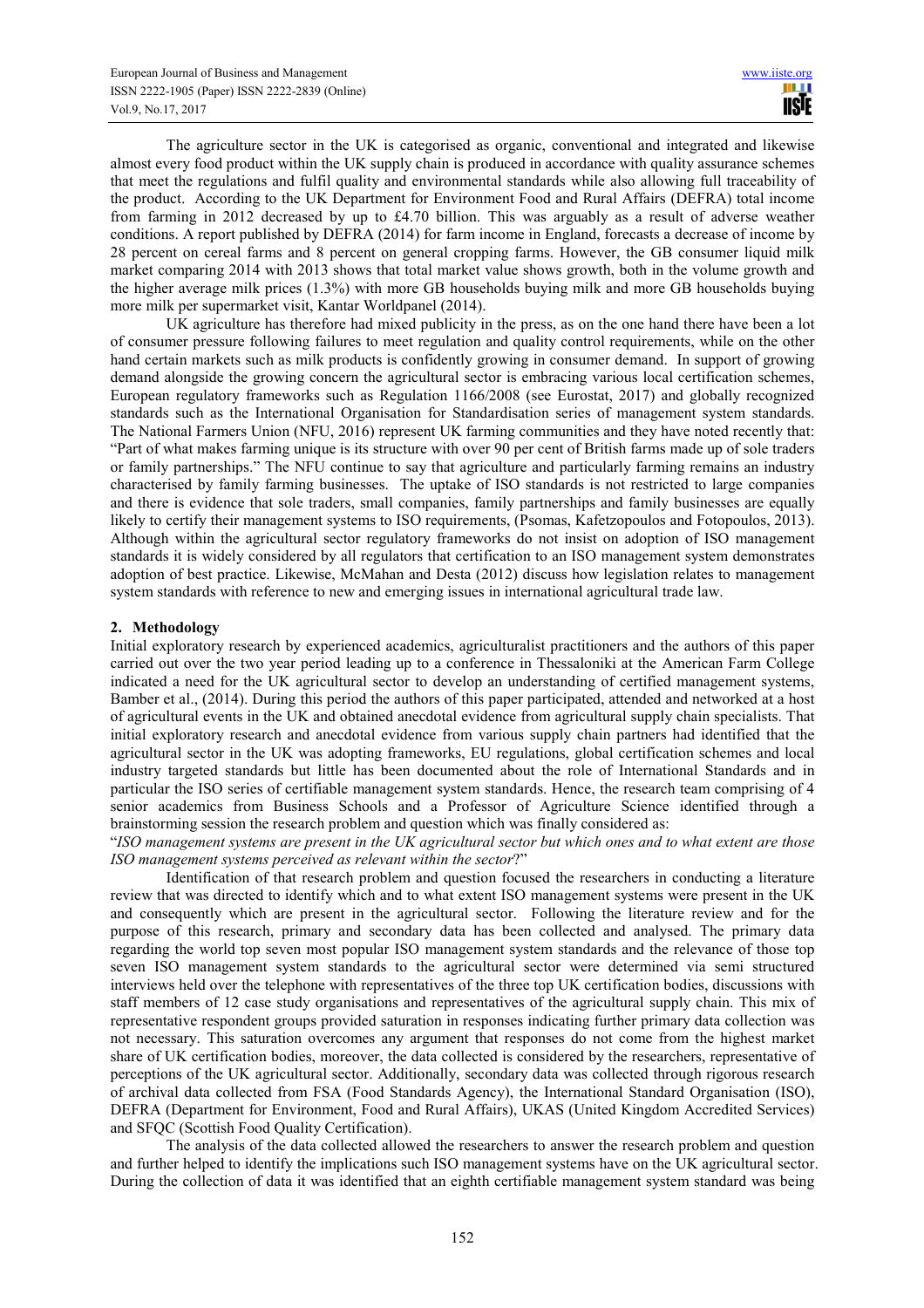The agriculture sector in the UK is categorised as organic, conventional and integrated and likewise almost every food product within the UK supply chain is produced in accordance with quality assurance schemes that meet the regulations and fulfil quality and environmental standards while also allowing full traceability of the product. According to the UK Department for Environment Food and Rural Affairs (DEFRA) total income from farming in 2012 decreased by up to £4.70 billion. This was arguably as a result of adverse weather conditions. A report published by DEFRA (2014) for farm income in England, forecasts a decrease of income by 28 percent on cereal farms and 8 percent on general cropping farms. However, the GB consumer liquid milk market comparing 2014 with 2013 shows that total market value shows growth, both in the volume growth and the higher average milk prices (1.3%) with more GB households buying milk and more GB households buying more milk per supermarket visit, Kantar Worldpanel (2014).

UK agriculture has therefore had mixed publicity in the press, as on the one hand there have been a lot of consumer pressure following failures to meet regulation and quality control requirements, while on the other hand certain markets such as milk products is confidently growing in consumer demand. In support of growing demand alongside the growing concern the agricultural sector is embracing various local certification schemes, European regulatory frameworks such as Regulation 1166/2008 (see Eurostat, 2017) and globally recognized standards such as the International Organisation for Standardisation series of management system standards. The National Farmers Union (NFU, 2016) represent UK farming communities and they have noted recently that: "Part of what makes farming unique is its structure with over 90 per cent of British farms made up of sole traders or family partnerships." The NFU continue to say that agriculture and particularly farming remains an industry characterised by family farming businesses. The uptake of ISO standards is not restricted to large companies and there is evidence that sole traders, small companies, family partnerships and family businesses are equally likely to certify their management systems to ISO requirements, (Psomas, Kafetzopoulos and Fotopoulos, 2013). Although within the agricultural sector regulatory frameworks do not insist on adoption of ISO management standards it is widely considered by all regulators that certification to an ISO management system demonstrates adoption of best practice. Likewise, McMahan and Desta (2012) discuss how legislation relates to management system standards with reference to new and emerging issues in international agricultural trade law.

## 2. Methodology

Initial exploratory research by experienced academics, agriculturalist practitioners and the authors of this paper carried out over the two year period leading up to a conference in Thessaloniki at the American Farm College indicated a need for the UK agricultural sector to develop an understanding of certified management systems, Bamber et al., (2014). During this period the authors of this paper participated, attended and networked at a host of agricultural events in the UK and obtained anecdotal evidence from agricultural supply chain specialists. That initial exploratory research and anecdotal evidence from various supply chain partners had identified that the agricultural sector in the UK was adopting frameworks, EU regulations, global certification schemes and local industry targeted standards but little has been documented about the role of International Standards and in particular the ISO series of certifiable management system standards. Hence, the research team comprising of 4 senior academics from Business Schools and a Professor of Agriculture Science identified through a brainstorming session the research problem and question which was finally considered as:

"*ISO management systems are present in the UK agricultural sector but which ones and to what extent are those ISO management systems perceived as relevant within the sector*?"

Identification of that research problem and question focused the researchers in conducting a literature review that was directed to identify which and to what extent ISO management systems were present in the UK and consequently which are present in the agricultural sector. Following the literature review and for the purpose of this research, primary and secondary data has been collected and analysed. The primary data regarding the world top seven most popular ISO management system standards and the relevance of those top seven ISO management system standards to the agricultural sector were determined via semi structured interviews held over the telephone with representatives of the three top UK certification bodies, discussions with staff members of 12 case study organisations and representatives of the agricultural supply chain. This mix of representative respondent groups provided saturation in responses indicating further primary data collection was not necessary. This saturation overcomes any argument that responses do not come from the highest market share of UK certification bodies, moreover, the data collected is considered by the researchers, representative of perceptions of the UK agricultural sector. Additionally, secondary data was collected through rigorous research of archival data collected from FSA (Food Standards Agency), the International Standard Organisation (ISO), DEFRA (Department for Environment, Food and Rural Affairs), UKAS (United Kingdom Accredited Services) and SFQC (Scottish Food Quality Certification).

The analysis of the data collected allowed the researchers to answer the research problem and question and further helped to identify the implications such ISO management systems have on the UK agricultural sector. During the collection of data it was identified that an eighth certifiable management system standard was being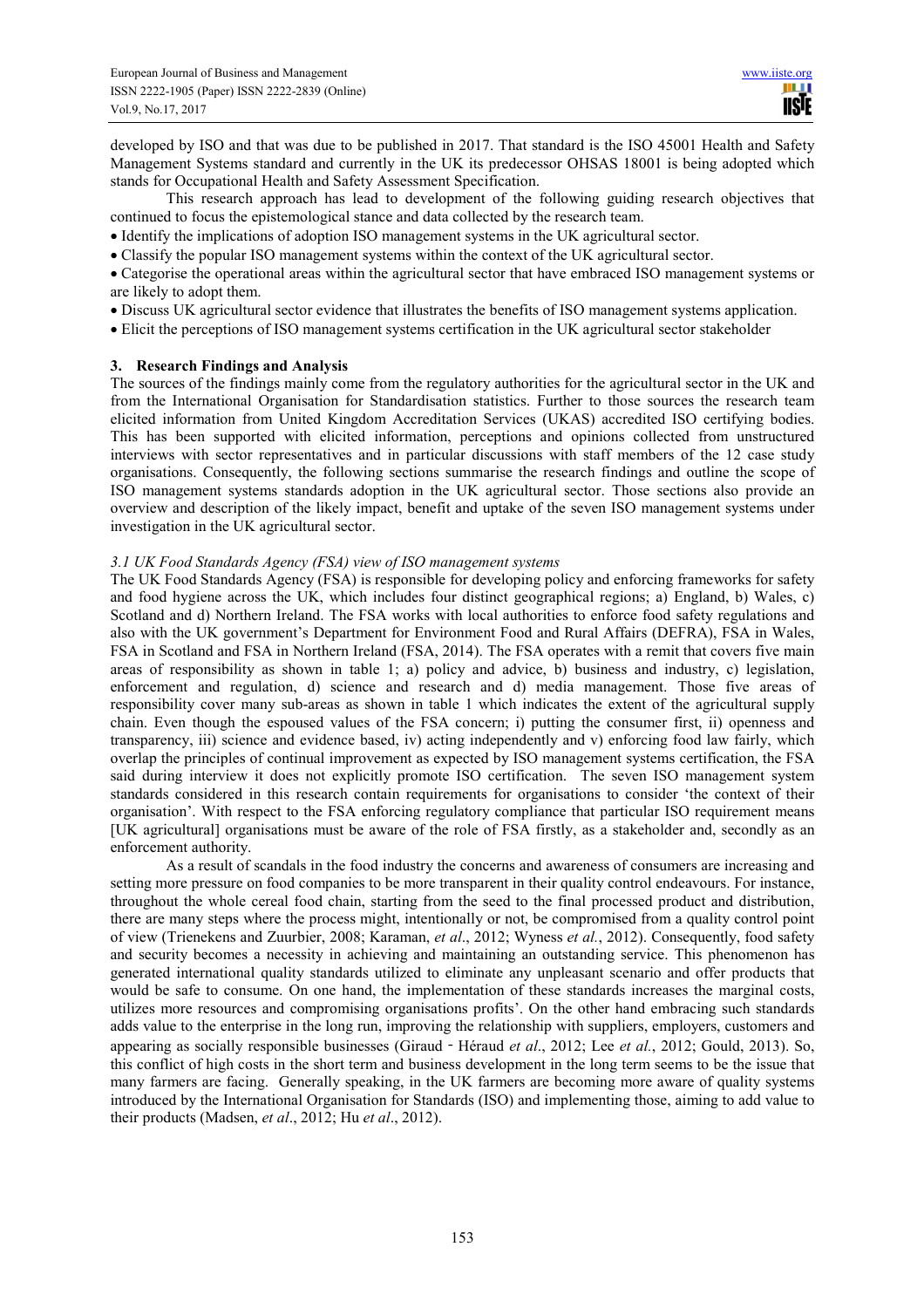developed by ISO and that was due to be published in 2017. That standard is the ISO 45001 Health and Safety Management Systems standard and currently in the UK its predecessor OHSAS 18001 is being adopted which stands for Occupational Health and Safety Assessment Specification.

This research approach has lead to development of the following guiding research objectives that continued to focus the epistemological stance and data collected by the research team.

- Identify the implications of adoption ISO management systems in the UK agricultural sector.
- Classify the popular ISO management systems within the context of the UK agricultural sector.
- Categorise the operational areas within the agricultural sector that have embraced ISO management systems or are likely to adopt them.
- Discuss UK agricultural sector evidence that illustrates the benefits of ISO management systems application.
- Elicit the perceptions of ISO management systems certification in the UK agricultural sector stakeholder

## 3. Research Findings and Analysis

The sources of the findings mainly come from the regulatory authorities for the agricultural sector in the UK and from the International Organisation for Standardisation statistics. Further to those sources the research team elicited information from United Kingdom Accreditation Services (UKAS) accredited ISO certifying bodies. This has been supported with elicited information, perceptions and opinions collected from unstructured interviews with sector representatives and in particular discussions with staff members of the 12 case study organisations. Consequently, the following sections summarise the research findings and outline the scope of ISO management systems standards adoption in the UK agricultural sector. Those sections also provide an overview and description of the likely impact, benefit and uptake of the seven ISO management systems under investigation in the UK agricultural sector.

### *3.1 UK Food Standards Agency (FSA) view of ISO management systems*

The UK Food Standards Agency (FSA) is responsible for developing policy and enforcing frameworks for safety and food hygiene across the UK, which includes four distinct geographical regions; a) England, b) Wales, c) Scotland and d) Northern Ireland. The FSA works with local authorities to enforce food safety regulations and also with the UK government's Department for Environment Food and Rural Affairs (DEFRA), FSA in Wales, FSA in Scotland and FSA in Northern Ireland (FSA, 2014). The FSA operates with a remit that covers five main areas of responsibility as shown in table 1; a) policy and advice, b) business and industry, c) legislation, enforcement and regulation, d) science and research and d) media management. Those five areas of responsibility cover many sub-areas as shown in table 1 which indicates the extent of the agricultural supply chain. Even though the espoused values of the FSA concern; i) putting the consumer first, ii) openness and transparency, iii) science and evidence based, iv) acting independently and v) enforcing food law fairly, which overlap the principles of continual improvement as expected by ISO management systems certification, the FSA said during interview it does not explicitly promote ISO certification. The seven ISO management system standards considered in this research contain requirements for organisations to consider 'the context of their organisation'. With respect to the FSA enforcing regulatory compliance that particular ISO requirement means [UK agricultural] organisations must be aware of the role of FSA firstly, as a stakeholder and, secondly as an enforcement authority.

As a result of scandals in the food industry the concerns and awareness of consumers are increasing and setting more pressure on food companies to be more transparent in their quality control endeavours. For instance, throughout the whole cereal food chain, starting from the seed to the final processed product and distribution, there are many steps where the process might, intentionally or not, be compromised from a quality control point of view (Trienekens and Zuurbier, 2008; Karaman, *et al*., 2012; Wyness *et al.*, 2012). Consequently, food safety and security becomes a necessity in achieving and maintaining an outstanding service. This phenomenon has generated international quality standards utilized to eliminate any unpleasant scenario and offer products that would be safe to consume. On one hand, the implementation of these standards increases the marginal costs, utilizes more resources and compromising organisations profits'. On the other hand embracing such standards adds value to the enterprise in the long run, improving the relationship with suppliers, employers, customers and appearing as socially responsible businesses (Giraud‐Héraud *et al*., 2012; Lee *et al.*, 2012; Gould, 2013). So, this conflict of high costs in the short term and business development in the long term seems to be the issue that many farmers are facing. Generally speaking, in the UK farmers are becoming more aware of quality systems introduced by the International Organisation for Standards (ISO) and implementing those, aiming to add value to their products (Madsen, *et al*., 2012; Hu *et al*., 2012).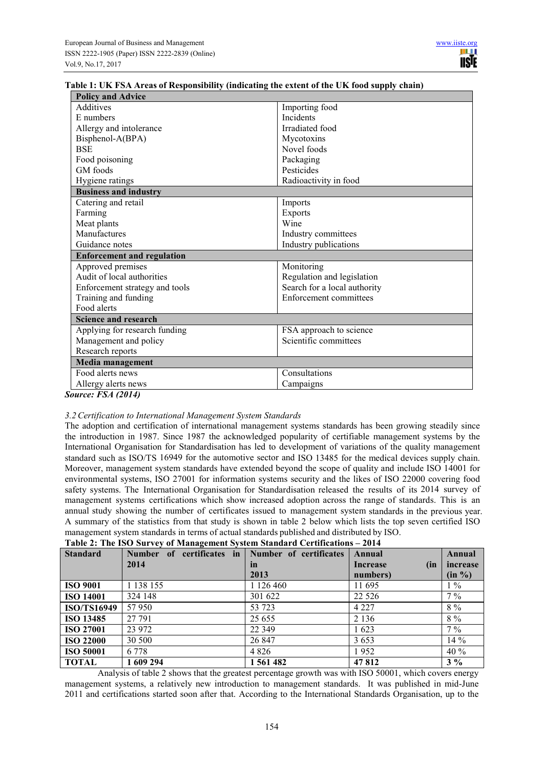**Table 1: UK FSA Areas of Responsibility (indicating the extent of the UK food supply chain)**

| **Policy and Advice** | |
|---|---|
| Additives | Importing food |
| E numbers | Incidents |
| Allergy and intolerance | Irradiated food |
| Bisphenol-A(BPA) | Mycotoxins |
| BSE | Novel foods |
| Food poisoning | Packaging |
| GM foods | Pesticides |
| Hygiene ratings | Radioactivity in food |
| **Business and industry** | |
| Catering and retail | Imports |
| Farming | Exports |
| Meat plants | Wine |
| Manufactures | Industry committees |
| Guidance notes | Industry publications |
| **Enforcement and regulation** | |
| Approved premises | Monitoring |
| Audit of local authorities | Regulation and legislation |
| Enforcement strategy and tools | Search for a local authority |
| Training and funding | Enforcement committees |
| Food alerts | |
| **Science and research** | |
| Applying for research funding | FSA approach to science |
| Management and policy | Scientific committees |
| Research reports | |
| **Media management** | |
| Food alerts news | Consultations |
| Allergy alerts news | Campaigns |

***Source: FSA (2014)***

*3.2 Certification to International Management System Standards*

The adoption and certification of international management systems standards has been growing steadily since the introduction in 1987. Since 1987 the acknowledged popularity of certifiable management systems by the International Organisation for Standardisation has led to development of variations of the quality management standard such as ISO/TS 16949 for the automotive sector and ISO 13485 for the medical devices supply chain. Moreover, management system standards have extended beyond the scope of quality and include ISO 14001 for environmental systems, ISO 27001 for information systems security and the likes of ISO 22000 covering food safety systems. The International Organisation for Standardisation released the results of its 2014 survey of management systems certifications which show increased adoption across the range of standards. This is an annual study showing the number of certificates issued to management system standards in the previous year. A summary of the statistics from that study is shown in table 2 below which lists the top seven certified ISO management system standards in terms of actual standards published and distributed by ISO.

**Table 2: The ISO Survey of Management System Standard Certifications – 2014**

| **Standard** | **Number of certificates in 2014** | **Number of certificates in 2013** | **Annual Increase (in numbers)** | **Annual increase (in %)** |
|---|---|---|---|---|
| **ISO 9001** | 1 138 155 | 1 126 460 | 11 695 | 1 % |
| **ISO 14001** | 324 148 | 301 622 | 22 526 | 7 % |
| **ISO/TS16949** | 57 950 | 53 723 | 4 227 | 8 % |
| **ISO 13485** | 27 791 | 25 655 | 2 136 | 8 % |
| **ISO 27001** | 23 972 | 22 349 | 1 623 | 7 % |
| **ISO 22000** | 30 500 | 26 847 | 3 653 | 14 % |
| **ISO 50001** | 6 778 | 4 826 | 1 952 | 40 % |
| **TOTAL** | **1 609 294** | **1 561 482** | **47 812** | **3 %** |

Analysis of table 2 shows that the greatest percentage growth was with ISO 50001, which covers energy management systems, a relatively new introduction to management standards. It was published in mid-June 2011 and certifications started soon after that. According to the International Standards Organisation, up to the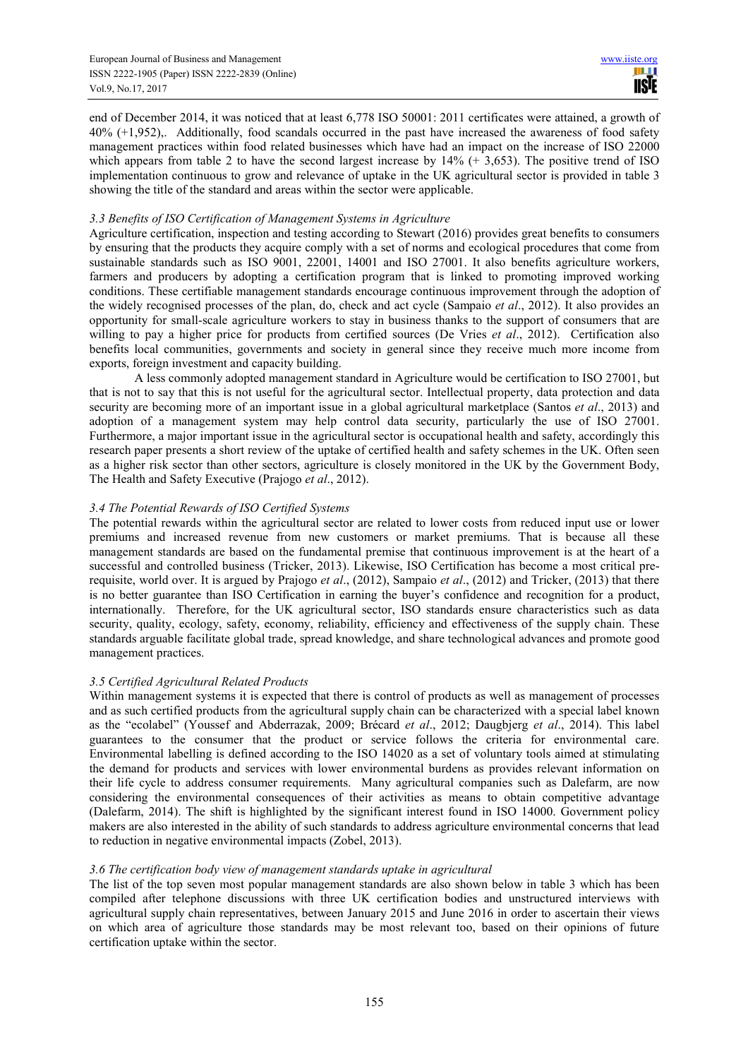end of December 2014, it was noticed that at least 6,778 ISO 50001: 2011 certificates were attained, a growth of 40% (+1,952),. Additionally, food scandals occurred in the past have increased the awareness of food safety management practices within food related businesses which have had an impact on the increase of ISO 22000 which appears from table 2 to have the second largest increase by 14% (+ 3,653). The positive trend of ISO implementation continuous to grow and relevance of uptake in the UK agricultural sector is provided in table 3 showing the title of the standard and areas within the sector were applicable.

### *3.3 Benefits of ISO Certification of Management Systems in Agriculture*

Agriculture certification, inspection and testing according to Stewart (2016) provides great benefits to consumers by ensuring that the products they acquire comply with a set of norms and ecological procedures that come from sustainable standards such as ISO 9001, 22001, 14001 and ISO 27001. It also benefits agriculture workers, farmers and producers by adopting a certification program that is linked to promoting improved working conditions. These certifiable management standards encourage continuous improvement through the adoption of the widely recognised processes of the plan, do, check and act cycle (Sampaio *et al*., 2012). It also provides an opportunity for small-scale agriculture workers to stay in business thanks to the support of consumers that are willing to pay a higher price for products from certified sources (De Vries *et al*., 2012). Certification also benefits local communities, governments and society in general since they receive much more income from exports, foreign investment and capacity building.

A less commonly adopted management standard in Agriculture would be certification to ISO 27001, but that is not to say that this is not useful for the agricultural sector. Intellectual property, data protection and data security are becoming more of an important issue in a global agricultural marketplace (Santos *et al*., 2013) and adoption of a management system may help control data security, particularly the use of ISO 27001. Furthermore, a major important issue in the agricultural sector is occupational health and safety, accordingly this research paper presents a short review of the uptake of certified health and safety schemes in the UK. Often seen as a higher risk sector than other sectors, agriculture is closely monitored in the UK by the Government Body, The Health and Safety Executive (Prajogo *et al*., 2012).

### *3.4 The Potential Rewards of ISO Certified Systems*

The potential rewards within the agricultural sector are related to lower costs from reduced input use or lower premiums and increased revenue from new customers or market premiums. That is because all these management standards are based on the fundamental premise that continuous improvement is at the heart of a successful and controlled business (Tricker, 2013). Likewise, ISO Certification has become a most critical pre-requisite, world over. It is argued by Prajogo *et al*., (2012), Sampaio *et al*., (2012) and Tricker, (2013) that there is no better guarantee than ISO Certification in earning the buyer's confidence and recognition for a product, internationally. Therefore, for the UK agricultural sector, ISO standards ensure characteristics such as data security, quality, ecology, safety, economy, reliability, efficiency and effectiveness of the supply chain. These standards arguable facilitate global trade, spread knowledge, and share technological advances and promote good management practices.

### *3.5 Certified Agricultural Related Products*

Within management systems it is expected that there is control of products as well as management of processes and as such certified products from the agricultural supply chain can be characterized with a special label known as the "ecolabel" (Youssef and Abderrazak, 2009; Brécard *et al*., 2012; Daugbjerg *et al*., 2014). This label guarantees to the consumer that the product or service follows the criteria for environmental care. Environmental labelling is defined according to the ISO 14020 as a set of voluntary tools aimed at stimulating the demand for products and services with lower environmental burdens as provides relevant information on their life cycle to address consumer requirements. Many agricultural companies such as Dalefarm, are now considering the environmental consequences of their activities as means to obtain competitive advantage (Dalefarm, 2014). The shift is highlighted by the significant interest found in ISO 14000. Government policy makers are also interested in the ability of such standards to address agriculture environmental concerns that lead to reduction in negative environmental impacts (Zobel, 2013).

### *3.6 The certification body view of management standards uptake in agricultural*

The list of the top seven most popular management standards are also shown below in table 3 which has been compiled after telephone discussions with three UK certification bodies and unstructured interviews with agricultural supply chain representatives, between January 2015 and June 2016 in order to ascertain their views on which area of agriculture those standards may be most relevant too, based on their opinions of future certification uptake within the sector.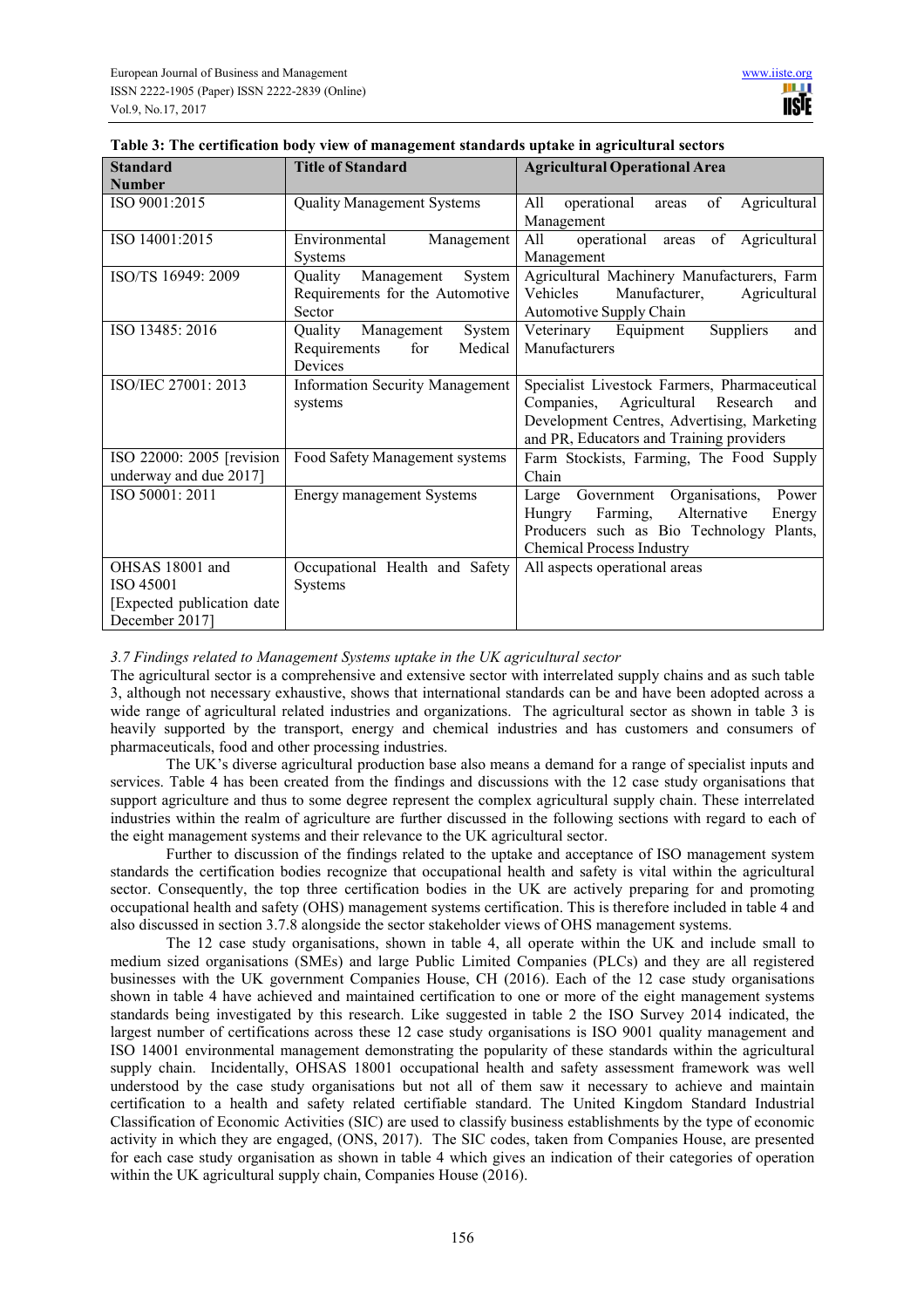**Table 3: The certification body view of management standards uptake in agricultural sectors**

| Standard Number | Title of Standard | Agricultural Operational Area |
|---|---|---|
| ISO 9001:2015 | Quality Management Systems | All operational areas of Agricultural Management |
| ISO 14001:2015 | Environmental Management Systems | All operational areas of Agricultural Management |
| ISO/TS 16949: 2009 | Quality Management System Requirements for the Automotive Sector | Agricultural Machinery Manufacturers, Farm Vehicles Manufacturer, Agricultural Automotive Supply Chain |
| ISO 13485: 2016 | Quality Management System Requirements for Medical Devices | Veterinary Equipment Suppliers and Manufacturers |
| ISO/IEC 27001: 2013 | Information Security Management systems | Specialist Livestock Farmers, Pharmaceutical Companies, Agricultural Research and Development Centres, Advertising, Marketing and PR, Educators and Training providers |
| ISO 22000: 2005 [revision underway and due 2017] | Food Safety Management systems | Farm Stockists, Farming, The Food Supply Chain |
| ISO 50001: 2011 | Energy management Systems | Large Government Organisations, Power Hungry Farming, Alternative Energy Producers such as Bio Technology Plants, Chemical Process Industry |
| OHSAS 18001 and ISO 45001 [Expected publication date December 2017] | Occupational Health and Safety Systems | All aspects operational areas |

*3.7 Findings related to Management Systems uptake in the UK agricultural sector*

The agricultural sector is a comprehensive and extensive sector with interrelated supply chains and as such table 3, although not necessary exhaustive, shows that international standards can be and have been adopted across a wide range of agricultural related industries and organizations. The agricultural sector as shown in table 3 is heavily supported by the transport, energy and chemical industries and has customers and consumers of pharmaceuticals, food and other processing industries.

The UK's diverse agricultural production base also means a demand for a range of specialist inputs and services. Table 4 has been created from the findings and discussions with the 12 case study organisations that support agriculture and thus to some degree represent the complex agricultural supply chain. These interrelated industries within the realm of agriculture are further discussed in the following sections with regard to each of the eight management systems and their relevance to the UK agricultural sector.

Further to discussion of the findings related to the uptake and acceptance of ISO management system standards the certification bodies recognize that occupational health and safety is vital within the agricultural sector. Consequently, the top three certification bodies in the UK are actively preparing for and promoting occupational health and safety (OHS) management systems certification. This is therefore included in table 4 and also discussed in section 3.7.8 alongside the sector stakeholder views of OHS management systems.

The 12 case study organisations, shown in table 4, all operate within the UK and include small to medium sized organisations (SMEs) and large Public Limited Companies (PLCs) and they are all registered businesses with the UK government Companies House, CH (2016). Each of the 12 case study organisations shown in table 4 have achieved and maintained certification to one or more of the eight management systems standards being investigated by this research. Like suggested in table 2 the ISO Survey 2014 indicated, the largest number of certifications across these 12 case study organisations is ISO 9001 quality management and ISO 14001 environmental management demonstrating the popularity of these standards within the agricultural supply chain. Incidentally, OHSAS 18001 occupational health and safety assessment framework was well understood by the case study organisations but not all of them saw it necessary to achieve and maintain certification to a health and safety related certifiable standard. The United Kingdom Standard Industrial Classification of Economic Activities (SIC) are used to classify business establishments by the type of economic activity in which they are engaged, (ONS, 2017). The SIC codes, taken from Companies House, are presented for each case study organisation as shown in table 4 which gives an indication of their categories of operation within the UK agricultural supply chain, Companies House (2016).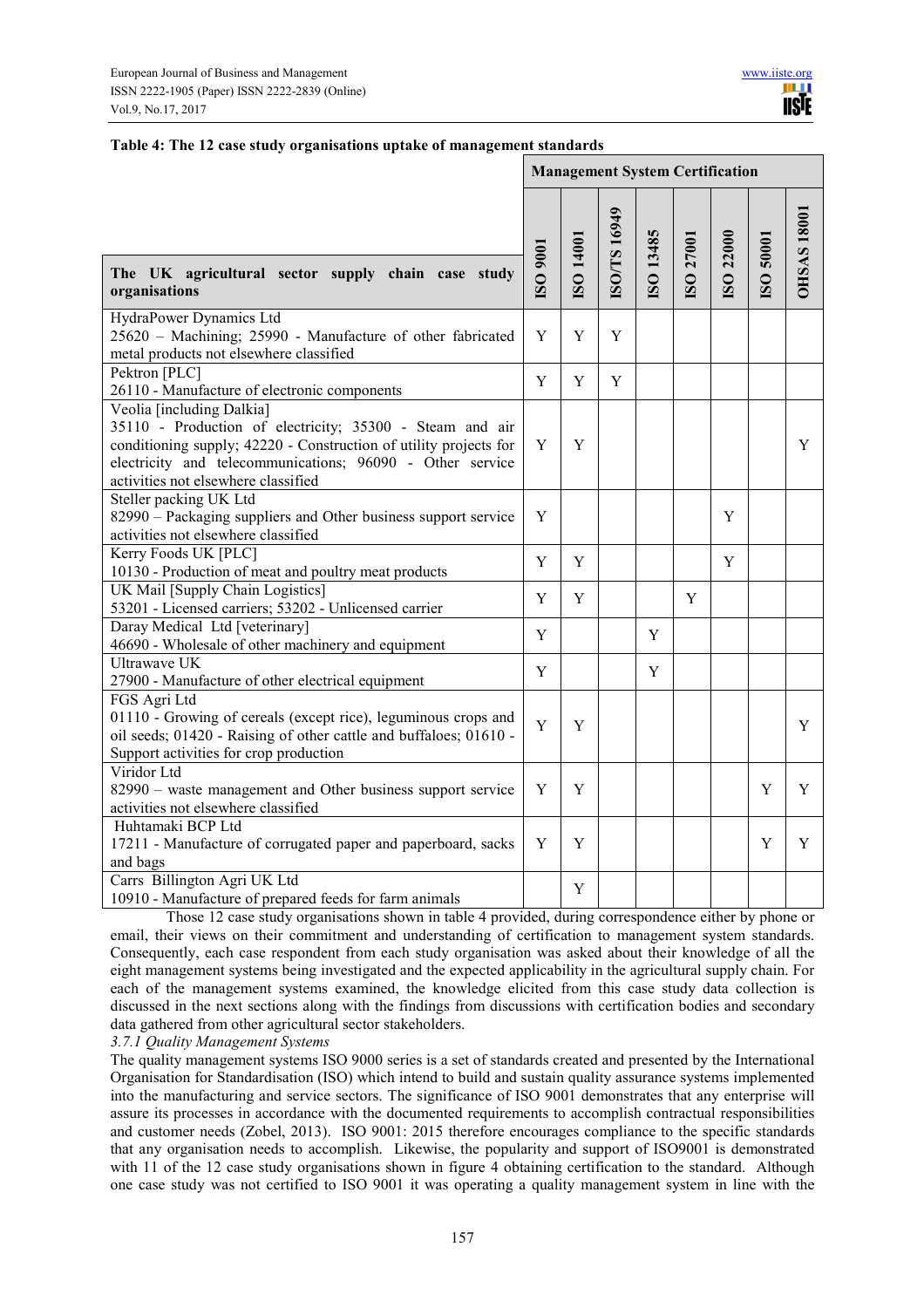**Table 4: The 12 case study organisations uptake of management standards**

| The UK agricultural sector supply chain case study organisations | Management System Certification | | | | | | | |
|---|---|---|---|---|---|---|---|---|
| | ISO 9001 | ISO 14001 | ISO/TS 16949 | ISO 13485 | ISO 27001 | ISO 22000 | ISO 50001 | OHSAS 18001 |
| HydraPower Dynamics Ltd<br>25620 – Machining; 25990 - Manufacture of other fabricated metal products not elsewhere classified | Y | Y | Y | | | | | |
| Pektron [PLC]<br>26110 - Manufacture of electronic components | Y | Y | Y | | | | | |
| Veolia [including Dalkia]<br>35110 - Production of electricity; 35300 - Steam and air conditioning supply; 42220 - Construction of utility projects for electricity and telecommunications; 96090 - Other service activities not elsewhere classified | Y | Y | | | | | | Y |
| Steller packing UK Ltd<br>82990 – Packaging suppliers and Other business support service activities not elsewhere classified | Y | | | | | Y | | |
| Kerry Foods UK [PLC]<br>10130 - Production of meat and poultry meat products | Y | Y | | | | Y | | |
| UK Mail [Supply Chain Logistics]<br>53201 - Licensed carriers; 53202 - Unlicensed carrier | Y | Y | | | Y | | | |
| Daray Medical Ltd [veterinary]<br>46690 - Wholesale of other machinery and equipment | Y | | | Y | | | | |
| Ultrawave UK<br>27900 - Manufacture of other electrical equipment | Y | | | Y | | | | |
| FGS Agri Ltd<br>01110 - Growing of cereals (except rice), leguminous crops and oil seeds; 01420 - Raising of other cattle and buffaloes; 01610 - Support activities for crop production | Y | Y | | | | | | Y |
| Viridor Ltd<br>82990 – waste management and Other business support service activities not elsewhere classified | Y | Y | | | | | Y | Y |
| Huhtamaki BCP Ltd<br>17211 - Manufacture of corrugated paper and paperboard, sacks and bags | Y | Y | | | | | Y | Y |
| Carrs Billington Agri UK Ltd<br>10910 - Manufacture of prepared feeds for farm animals | | Y | | | | | | |

Those 12 case study organisations shown in table 4 provided, during correspondence either by phone or email, their views on their commitment and understanding of certification to management system standards. Consequently, each case respondent from each study organisation was asked about their knowledge of all the eight management systems being investigated and the expected applicability in the agricultural supply chain. For each of the management systems examined, the knowledge elicited from this case study data collection is discussed in the next sections along with the findings from discussions with certification bodies and secondary data gathered from other agricultural sector stakeholders.

*3.7.1 Quality Management Systems*

The quality management systems ISO 9000 series is a set of standards created and presented by the International Organisation for Standardisation (ISO) which intend to build and sustain quality assurance systems implemented into the manufacturing and service sectors. The significance of ISO 9001 demonstrates that any enterprise will assure its processes in accordance with the documented requirements to accomplish contractual responsibilities and customer needs (Zobel, 2013). ISO 9001: 2015 therefore encourages compliance to the specific standards that any organisation needs to accomplish. Likewise, the popularity and support of ISO9001 is demonstrated with 11 of the 12 case study organisations shown in figure 4 obtaining certification to the standard. Although one case study was not certified to ISO 9001 it was operating a quality management system in line with the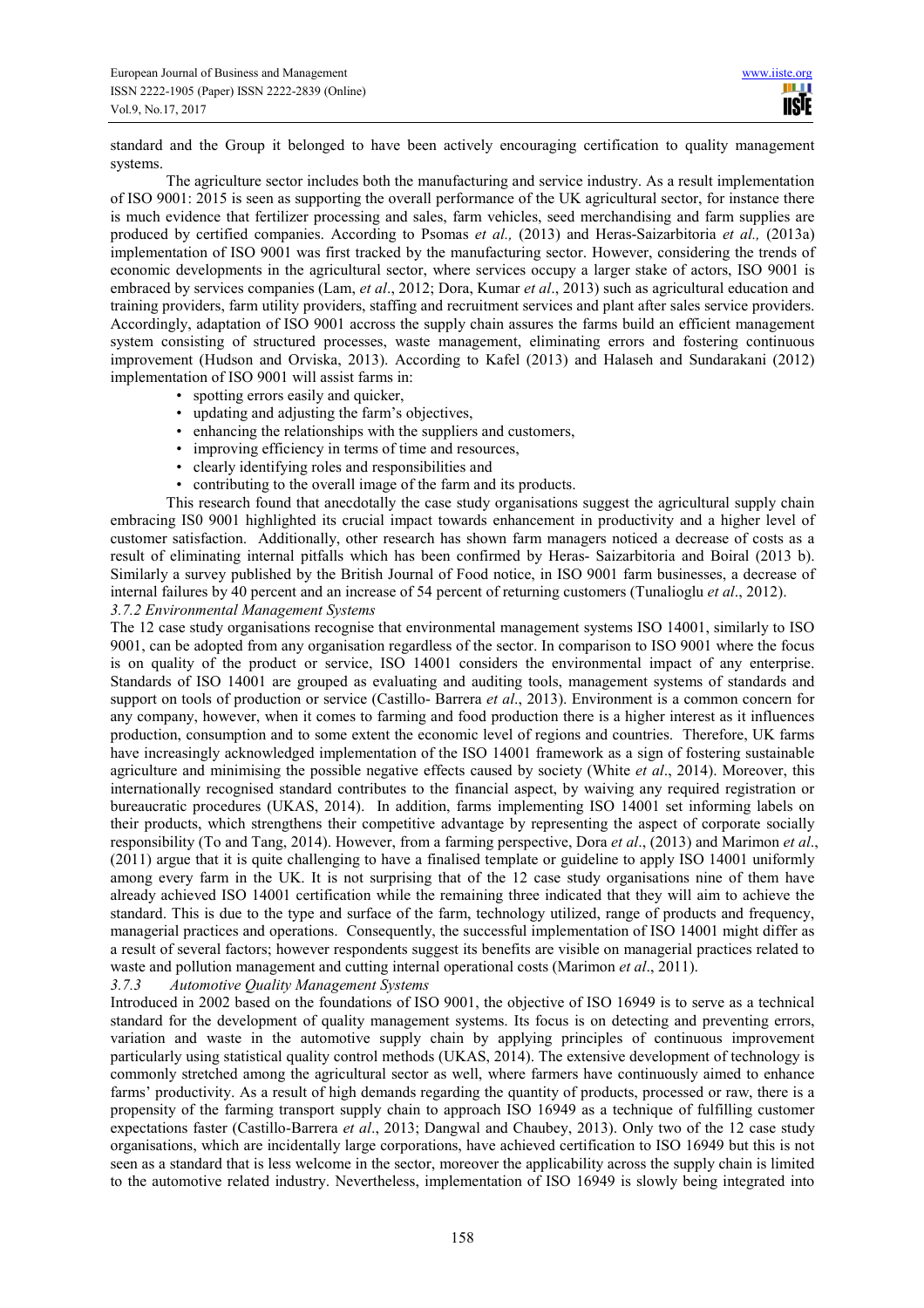standard and the Group it belonged to have been actively encouraging certification to quality management systems.

The agriculture sector includes both the manufacturing and service industry. As a result implementation of ISO 9001: 2015 is seen as supporting the overall performance of the UK agricultural sector, for instance there is much evidence that fertilizer processing and sales, farm vehicles, seed merchandising and farm supplies are produced by certified companies. According to Psomas *et al.,* (2013) and Heras-Saizarbitoria *et al.,* (2013a) implementation of ISO 9001 was first tracked by the manufacturing sector. However, considering the trends of economic developments in the agricultural sector, where services occupy a larger stake of actors, ISO 9001 is embraced by services companies (Lam, *et al*., 2012; Dora, Kumar *et al*., 2013) such as agricultural education and training providers, farm utility providers, staffing and recruitment services and plant after sales service providers. Accordingly, adaptation of ISO 9001 accross the supply chain assures the farms build an efficient management system consisting of structured processes, waste management, eliminating errors and fostering continuous improvement (Hudson and Orviska, 2013). According to Kafel (2013) and Halaseh and Sundarakani (2012) implementation of ISO 9001 will assist farms in:

- spotting errors easily and quicker,
- updating and adjusting the farm's objectives,
- enhancing the relationships with the suppliers and customers,
- improving efficiency in terms of time and resources,
- clearly identifying roles and responsibilities and
- contributing to the overall image of the farm and its products.

This research found that anecdotally the case study organisations suggest the agricultural supply chain embracing IS0 9001 highlighted its crucial impact towards enhancement in productivity and a higher level of customer satisfaction. Additionally, other research has shown farm managers noticed a decrease of costs as a result of eliminating internal pitfalls which has been confirmed by Heras- Saizarbitoria and Boiral (2013 b). Similarly a survey published by the British Journal of Food notice, in ISO 9001 farm businesses, a decrease of internal failures by 40 percent and an increase of 54 percent of returning customers (Tunalioglu *et al*., 2012).

### *3.7.2 Environmental Management Systems*

The 12 case study organisations recognise that environmental management systems ISO 14001, similarly to ISO 9001, can be adopted from any organisation regardless of the sector. In comparison to ISO 9001 where the focus is on quality of the product or service, ISO 14001 considers the environmental impact of any enterprise. Standards of ISO 14001 are grouped as evaluating and auditing tools, management systems of standards and support on tools of production or service (Castillo- Barrera *et al*., 2013). Environment is a common concern for any company, however, when it comes to farming and food production there is a higher interest as it influences production, consumption and to some extent the economic level of regions and countries. Therefore, UK farms have increasingly acknowledged implementation of the ISO 14001 framework as a sign of fostering sustainable agriculture and minimising the possible negative effects caused by society (White *et al*., 2014). Moreover, this internationally recognised standard contributes to the financial aspect, by waiving any required registration or bureaucratic procedures (UKAS, 2014). In addition, farms implementing ISO 14001 set informing labels on their products, which strengthens their competitive advantage by representing the aspect of corporate socially responsibility (To and Tang, 2014). However, from a farming perspective, Dora *et al*., (2013) and Marimon *et al*., (2011) argue that it is quite challenging to have a finalised template or guideline to apply ISO 14001 uniformly among every farm in the UK. It is not surprising that of the 12 case study organisations nine of them have already achieved ISO 14001 certification while the remaining three indicated that they will aim to achieve the standard. This is due to the type and surface of the farm, technology utilized, range of products and frequency, managerial practices and operations. Consequently, the successful implementation of ISO 14001 might differ as a result of several factors; however respondents suggest its benefits are visible on managerial practices related to waste and pollution management and cutting internal operational costs (Marimon *et al*., 2011).

### *3.7.3 Automotive Quality Management Systems*

Introduced in 2002 based on the foundations of ISO 9001, the objective of ISO 16949 is to serve as a technical standard for the development of quality management systems. Its focus is on detecting and preventing errors, variation and waste in the automotive supply chain by applying principles of continuous improvement particularly using statistical quality control methods (UKAS, 2014). The extensive development of technology is commonly stretched among the agricultural sector as well, where farmers have continuously aimed to enhance farms' productivity. As a result of high demands regarding the quantity of products, processed or raw, there is a propensity of the farming transport supply chain to approach ISO 16949 as a technique of fulfilling customer expectations faster (Castillo-Barrera *et al*., 2013; Dangwal and Chaubey, 2013). Only two of the 12 case study organisations, which are incidentally large corporations, have achieved certification to ISO 16949 but this is not seen as a standard that is less welcome in the sector, moreover the applicability across the supply chain is limited to the automotive related industry. Nevertheless, implementation of ISO 16949 is slowly being integrated into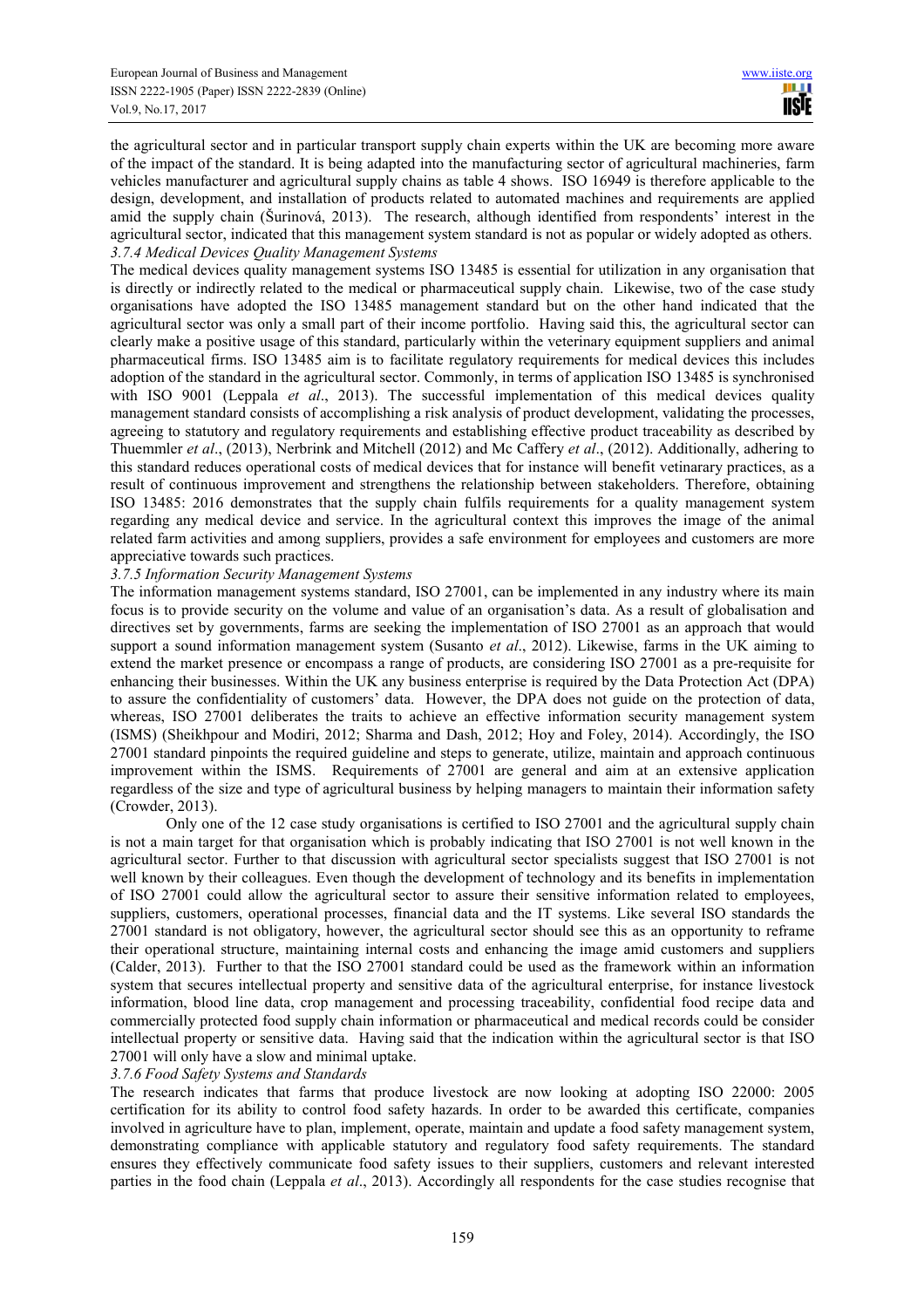the agricultural sector and in particular transport supply chain experts within the UK are becoming more aware of the impact of the standard. It is being adapted into the manufacturing sector of agricultural machineries, farm vehicles manufacturer and agricultural supply chains as table 4 shows. ISO 16949 is therefore applicable to the design, development, and installation of products related to automated machines and requirements are applied amid the supply chain (Šurinová, 2013). The research, although identified from respondents' interest in the agricultural sector, indicated that this management system standard is not as popular or widely adopted as others.

### *3.7.4 Medical Devices Quality Management Systems*

The medical devices quality management systems ISO 13485 is essential for utilization in any organisation that is directly or indirectly related to the medical or pharmaceutical supply chain. Likewise, two of the case study organisations have adopted the ISO 13485 management standard but on the other hand indicated that the agricultural sector was only a small part of their income portfolio. Having said this, the agricultural sector can clearly make a positive usage of this standard, particularly within the veterinary equipment suppliers and animal pharmaceutical firms. ISO 13485 aim is to facilitate regulatory requirements for medical devices this includes adoption of the standard in the agricultural sector. Commonly, in terms of application ISO 13485 is synchronised with ISO 9001 (Leppala *et al*., 2013). The successful implementation of this medical devices quality management standard consists of accomplishing a risk analysis of product development, validating the processes, agreeing to statutory and regulatory requirements and establishing effective product traceability as described by Thuemmler *et al*., (2013), Nerbrink and Mitchell (2012) and Mc Caffery *et al*., (2012). Additionally, adhering to this standard reduces operational costs of medical devices that for instance will benefit vetinarary practices, as a result of continuous improvement and strengthens the relationship between stakeholders. Therefore, obtaining ISO 13485: 2016 demonstrates that the supply chain fulfils requirements for a quality management system regarding any medical device and service. In the agricultural context this improves the image of the animal related farm activities and among suppliers, provides a safe environment for employees and customers are more appreciative towards such practices.

### *3.7.5 Information Security Management Systems*

The information management systems standard, ISO 27001, can be implemented in any industry where its main focus is to provide security on the volume and value of an organisation's data. As a result of globalisation and directives set by governments, farms are seeking the implementation of ISO 27001 as an approach that would support a sound information management system (Susanto *et al*., 2012). Likewise, farms in the UK aiming to extend the market presence or encompass a range of products, are considering ISO 27001 as a pre-requisite for enhancing their businesses. Within the UK any business enterprise is required by the Data Protection Act (DPA) to assure the confidentiality of customers' data. However, the DPA does not guide on the protection of data, whereas, ISO 27001 deliberates the traits to achieve an effective information security management system (ISMS) (Sheikhpour and Modiri, 2012; Sharma and Dash, 2012; Hoy and Foley, 2014). Accordingly, the ISO 27001 standard pinpoints the required guideline and steps to generate, utilize, maintain and approach continuous improvement within the ISMS. Requirements of 27001 are general and aim at an extensive application regardless of the size and type of agricultural business by helping managers to maintain their information safety (Crowder, 2013).

Only one of the 12 case study organisations is certified to ISO 27001 and the agricultural supply chain is not a main target for that organisation which is probably indicating that ISO 27001 is not well known in the agricultural sector. Further to that discussion with agricultural sector specialists suggest that ISO 27001 is not well known by their colleagues. Even though the development of technology and its benefits in implementation of ISO 27001 could allow the agricultural sector to assure their sensitive information related to employees, suppliers, customers, operational processes, financial data and the IT systems. Like several ISO standards the 27001 standard is not obligatory, however, the agricultural sector should see this as an opportunity to reframe their operational structure, maintaining internal costs and enhancing the image amid customers and suppliers (Calder, 2013). Further to that the ISO 27001 standard could be used as the framework within an information system that secures intellectual property and sensitive data of the agricultural enterprise, for instance livestock information, blood line data, crop management and processing traceability, confidential food recipe data and commercially protected food supply chain information or pharmaceutical and medical records could be consider intellectual property or sensitive data. Having said that the indication within the agricultural sector is that ISO 27001 will only have a slow and minimal uptake.

### *3.7.6 Food Safety Systems and Standards*

The research indicates that farms that produce livestock are now looking at adopting ISO 22000: 2005 certification for its ability to control food safety hazards. In order to be awarded this certificate, companies involved in agriculture have to plan, implement, operate, maintain and update a food safety management system, demonstrating compliance with applicable statutory and regulatory food safety requirements. The standard ensures they effectively communicate food safety issues to their suppliers, customers and relevant interested parties in the food chain (Leppala *et al*., 2013). Accordingly all respondents for the case studies recognise that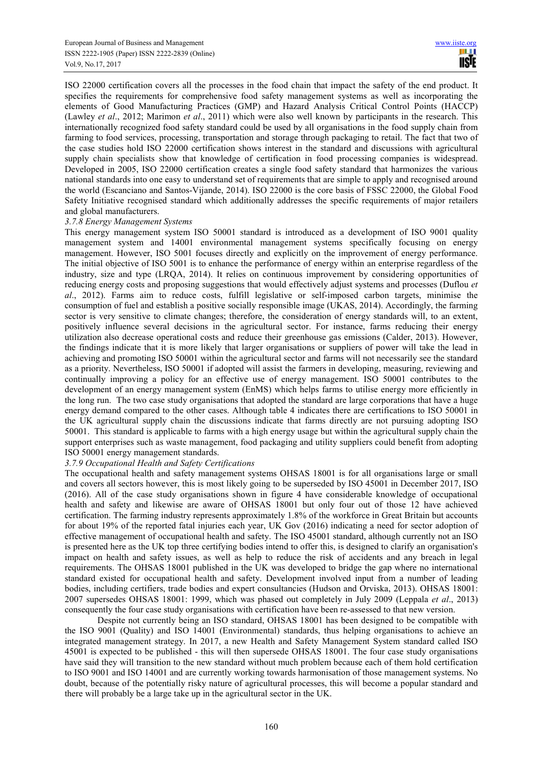ISO 22000 certification covers all the processes in the food chain that impact the safety of the end product. It specifies the requirements for comprehensive food safety management systems as well as incorporating the elements of Good Manufacturing Practices (GMP) and Hazard Analysis Critical Control Points (HACCP) (Lawley *et al*., 2012; Marimon *et al*., 2011) which were also well known by participants in the research. This internationally recognized food safety standard could be used by all organisations in the food supply chain from farming to food services, processing, transportation and storage through packaging to retail. The fact that two of the case studies hold ISO 22000 certification shows interest in the standard and discussions with agricultural supply chain specialists show that knowledge of certification in food processing companies is widespread. Developed in 2005, ISO 22000 certification creates a single food safety standard that harmonizes the various national standards into one easy to understand set of requirements that are simple to apply and recognised around the world (Escanciano and Santos-Vijande, 2014). ISO 22000 is the core basis of FSSC 22000, the Global Food Safety Initiative recognised standard which additionally addresses the specific requirements of major retailers and global manufacturers.

*3.7.8 Energy Management Systems*

This energy management system ISO 50001 standard is introduced as a development of ISO 9001 quality management system and 14001 environmental management systems specifically focusing on energy management. However, ISO 5001 focuses directly and explicitly on the improvement of energy performance. The initial objective of ISO 5001 is to enhance the performance of energy within an enterprise regardless of the industry, size and type (LRQA, 2014). It relies on continuous improvement by considering opportunities of reducing energy costs and proposing suggestions that would effectively adjust systems and processes (Duflou *et al*., 2012). Farms aim to reduce costs, fulfill legislative or self-imposed carbon targets, minimise the consumption of fuel and establish a positive socially responsible image (UKAS, 2014). Accordingly, the farming sector is very sensitive to climate changes; therefore, the consideration of energy standards will, to an extent, positively influence several decisions in the agricultural sector. For instance, farms reducing their energy utilization also decrease operational costs and reduce their greenhouse gas emissions (Calder, 2013). However, the findings indicate that it is more likely that larger organisations or suppliers of power will take the lead in achieving and promoting ISO 50001 within the agricultural sector and farms will not necessarily see the standard as a priority. Nevertheless, ISO 50001 if adopted will assist the farmers in developing, measuring, reviewing and continually improving a policy for an effective use of energy management. ISO 50001 contributes to the development of an energy management system (EnMS) which helps farms to utilise energy more efficiently in the long run. The two case study organisations that adopted the standard are large corporations that have a huge energy demand compared to the other cases. Although table 4 indicates there are certifications to ISO 50001 in the UK agricultural supply chain the discussions indicate that farms directly are not pursuing adopting ISO 50001. This standard is applicable to farms with a high energy usage but within the agricultural supply chain the support enterprises such as waste management, food packaging and utility suppliers could benefit from adopting ISO 50001 energy management standards.

*3.7.9 Occupational Health and Safety Certifications*

The occupational health and safety management systems OHSAS 18001 is for all organisations large or small and covers all sectors however, this is most likely going to be superseded by ISO 45001 in December 2017, ISO (2016). All of the case study organisations shown in figure 4 have considerable knowledge of occupational health and safety and likewise are aware of OHSAS 18001 but only four out of those 12 have achieved certification. The farming industry represents approximately 1.8% of the workforce in Great Britain but accounts for about 19% of the reported fatal injuries each year, UK Gov (2016) indicating a need for sector adoption of effective management of occupational health and safety. The ISO 45001 standard, although currently not an ISO is presented here as the UK top three certifying bodies intend to offer this, is designed to clarify an organisation's impact on health and safety issues, as well as help to reduce the risk of accidents and any breach in legal requirements. The OHSAS 18001 published in the UK was developed to bridge the gap where no international standard existed for occupational health and safety. Development involved input from a number of leading bodies, including certifiers, trade bodies and expert consultancies (Hudson and Orviska, 2013). OHSAS 18001: 2007 supersedes OHSAS 18001: 1999, which was phased out completely in July 2009 (Leppala *et al*., 2013) consequently the four case study organisations with certification have been re-assessed to that new version.

Despite not currently being an ISO standard, OHSAS 18001 has been designed to be compatible with the ISO 9001 (Quality) and ISO 14001 (Environmental) standards, thus helping organisations to achieve an integrated management strategy. In 2017, a new Health and Safety Management System standard called ISO 45001 is expected to be published - this will then supersede OHSAS 18001. The four case study organisations have said they will transition to the new standard without much problem because each of them hold certification to ISO 9001 and ISO 14001 and are currently working towards harmonisation of those management systems. No doubt, because of the potentially risky nature of agricultural processes, this will become a popular standard and there will probably be a large take up in the agricultural sector in the UK.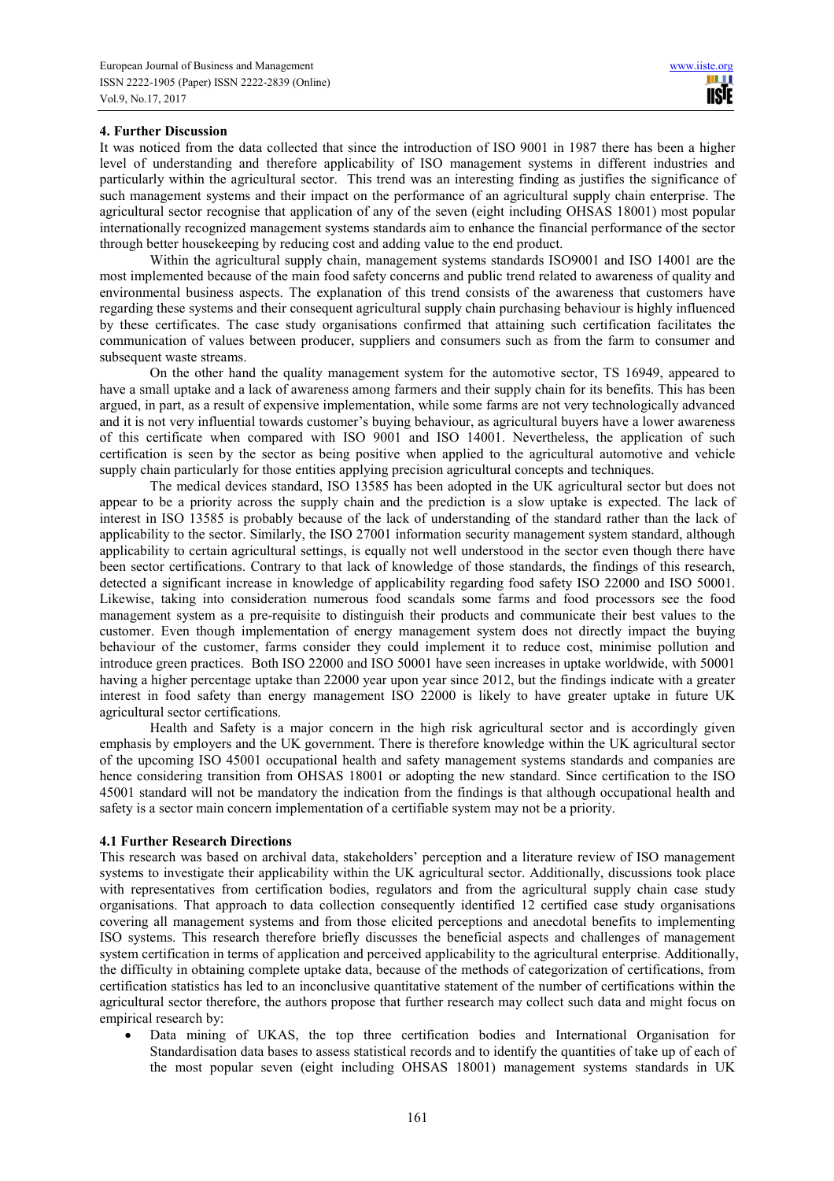## 4. Further Discussion

It was noticed from the data collected that since the introduction of ISO 9001 in 1987 there has been a higher level of understanding and therefore applicability of ISO management systems in different industries and particularly within the agricultural sector. This trend was an interesting finding as justifies the significance of such management systems and their impact on the performance of an agricultural supply chain enterprise. The agricultural sector recognise that application of any of the seven (eight including OHSAS 18001) most popular internationally recognized management systems standards aim to enhance the financial performance of the sector through better housekeeping by reducing cost and adding value to the end product.

Within the agricultural supply chain, management systems standards ISO9001 and ISO 14001 are the most implemented because of the main food safety concerns and public trend related to awareness of quality and environmental business aspects. The explanation of this trend consists of the awareness that customers have regarding these systems and their consequent agricultural supply chain purchasing behaviour is highly influenced by these certificates. The case study organisations confirmed that attaining such certification facilitates the communication of values between producer, suppliers and consumers such as from the farm to consumer and subsequent waste streams.

On the other hand the quality management system for the automotive sector, TS 16949, appeared to have a small uptake and a lack of awareness among farmers and their supply chain for its benefits. This has been argued, in part, as a result of expensive implementation, while some farms are not very technologically advanced and it is not very influential towards customer's buying behaviour, as agricultural buyers have a lower awareness of this certificate when compared with ISO 9001 and ISO 14001. Nevertheless, the application of such certification is seen by the sector as being positive when applied to the agricultural automotive and vehicle supply chain particularly for those entities applying precision agricultural concepts and techniques.

The medical devices standard, ISO 13585 has been adopted in the UK agricultural sector but does not appear to be a priority across the supply chain and the prediction is a slow uptake is expected. The lack of interest in ISO 13585 is probably because of the lack of understanding of the standard rather than the lack of applicability to the sector. Similarly, the ISO 27001 information security management system standard, although applicability to certain agricultural settings, is equally not well understood in the sector even though there have been sector certifications. Contrary to that lack of knowledge of those standards, the findings of this research, detected a significant increase in knowledge of applicability regarding food safety ISO 22000 and ISO 50001. Likewise, taking into consideration numerous food scandals some farms and food processors see the food management system as a pre-requisite to distinguish their products and communicate their best values to the customer. Even though implementation of energy management system does not directly impact the buying behaviour of the customer, farms consider they could implement it to reduce cost, minimise pollution and introduce green practices. Both ISO 22000 and ISO 50001 have seen increases in uptake worldwide, with 50001 having a higher percentage uptake than 22000 year upon year since 2012, but the findings indicate with a greater interest in food safety than energy management ISO 22000 is likely to have greater uptake in future UK agricultural sector certifications.

Health and Safety is a major concern in the high risk agricultural sector and is accordingly given emphasis by employers and the UK government. There is therefore knowledge within the UK agricultural sector of the upcoming ISO 45001 occupational health and safety management systems standards and companies are hence considering transition from OHSAS 18001 or adopting the new standard. Since certification to the ISO 45001 standard will not be mandatory the indication from the findings is that although occupational health and safety is a sector main concern implementation of a certifiable system may not be a priority.

### 4.1 Further Research Directions

This research was based on archival data, stakeholders' perception and a literature review of ISO management systems to investigate their applicability within the UK agricultural sector. Additionally, discussions took place with representatives from certification bodies, regulators and from the agricultural supply chain case study organisations. That approach to data collection consequently identified 12 certified case study organisations covering all management systems and from those elicited perceptions and anecdotal benefits to implementing ISO systems. This research therefore briefly discusses the beneficial aspects and challenges of management system certification in terms of application and perceived applicability to the agricultural enterprise. Additionally, the difficulty in obtaining complete uptake data, because of the methods of categorization of certifications, from certification statistics has led to an inconclusive quantitative statement of the number of certifications within the agricultural sector therefore, the authors propose that further research may collect such data and might focus on empirical research by:

- Data mining of UKAS, the top three certification bodies and International Organisation for Standardisation data bases to assess statistical records and to identify the quantities of take up of each of the most popular seven (eight including OHSAS 18001) management systems standards in UK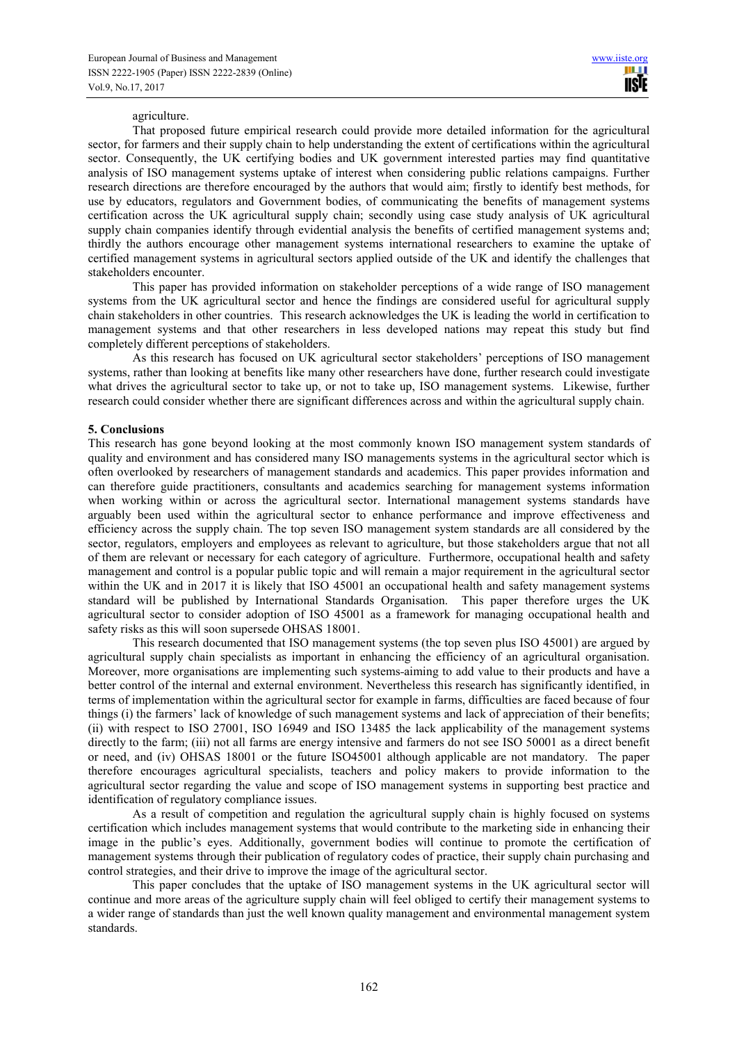agriculture.

That proposed future empirical research could provide more detailed information for the agricultural sector, for farmers and their supply chain to help understanding the extent of certifications within the agricultural sector. Consequently, the UK certifying bodies and UK government interested parties may find quantitative analysis of ISO management systems uptake of interest when considering public relations campaigns. Further research directions are therefore encouraged by the authors that would aim; firstly to identify best methods, for use by educators, regulators and Government bodies, of communicating the benefits of management systems certification across the UK agricultural supply chain; secondly using case study analysis of UK agricultural supply chain companies identify through evidential analysis the benefits of certified management systems and; thirdly the authors encourage other management systems international researchers to examine the uptake of certified management systems in agricultural sectors applied outside of the UK and identify the challenges that stakeholders encounter.

This paper has provided information on stakeholder perceptions of a wide range of ISO management systems from the UK agricultural sector and hence the findings are considered useful for agricultural supply chain stakeholders in other countries. This research acknowledges the UK is leading the world in certification to management systems and that other researchers in less developed nations may repeat this study but find completely different perceptions of stakeholders.

As this research has focused on UK agricultural sector stakeholders' perceptions of ISO management systems, rather than looking at benefits like many other researchers have done, further research could investigate what drives the agricultural sector to take up, or not to take up, ISO management systems. Likewise, further research could consider whether there are significant differences across and within the agricultural supply chain.

## 5. Conclusions

This research has gone beyond looking at the most commonly known ISO management system standards of quality and environment and has considered many ISO managements systems in the agricultural sector which is often overlooked by researchers of management standards and academics. This paper provides information and can therefore guide practitioners, consultants and academics searching for management systems information when working within or across the agricultural sector. International management systems standards have arguably been used within the agricultural sector to enhance performance and improve effectiveness and efficiency across the supply chain. The top seven ISO management system standards are all considered by the sector, regulators, employers and employees as relevant to agriculture, but those stakeholders argue that not all of them are relevant or necessary for each category of agriculture. Furthermore, occupational health and safety management and control is a popular public topic and will remain a major requirement in the agricultural sector within the UK and in 2017 it is likely that ISO 45001 an occupational health and safety management systems standard will be published by International Standards Organisation. This paper therefore urges the UK agricultural sector to consider adoption of ISO 45001 as a framework for managing occupational health and safety risks as this will soon supersede OHSAS 18001.

This research documented that ISO management systems (the top seven plus ISO 45001) are argued by agricultural supply chain specialists as important in enhancing the efficiency of an agricultural organisation. Moreover, more organisations are implementing such systems aiming to add value to their products and have a better control of the internal and external environment. Nevertheless this research has significantly identified, in terms of implementation within the agricultural sector for example in farms, difficulties are faced because of four things (i) the farmers' lack of knowledge of such management systems and lack of appreciation of their benefits; (ii) with respect to ISO 27001, ISO 16949 and ISO 13485 the lack applicability of the management systems directly to the farm; (iii) not all farms are energy intensive and farmers do not see ISO 50001 as a direct benefit or need, and (iv) OHSAS 18001 or the future ISO45001 although applicable are not mandatory. The paper therefore encourages agricultural specialists, teachers and policy makers to provide information to the agricultural sector regarding the value and scope of ISO management systems in supporting best practice and identification of regulatory compliance issues.

As a result of competition and regulation the agricultural supply chain is highly focused on systems certification which includes management systems that would contribute to the marketing side in enhancing their image in the public's eyes. Additionally, government bodies will continue to promote the certification of management systems through their publication of regulatory codes of practice, their supply chain purchasing and control strategies, and their drive to improve the image of the agricultural sector.

This paper concludes that the uptake of ISO management systems in the UK agricultural sector will continue and more areas of the agriculture supply chain will feel obliged to certify their management systems to a wider range of standards than just the well known quality management and environmental management system standards.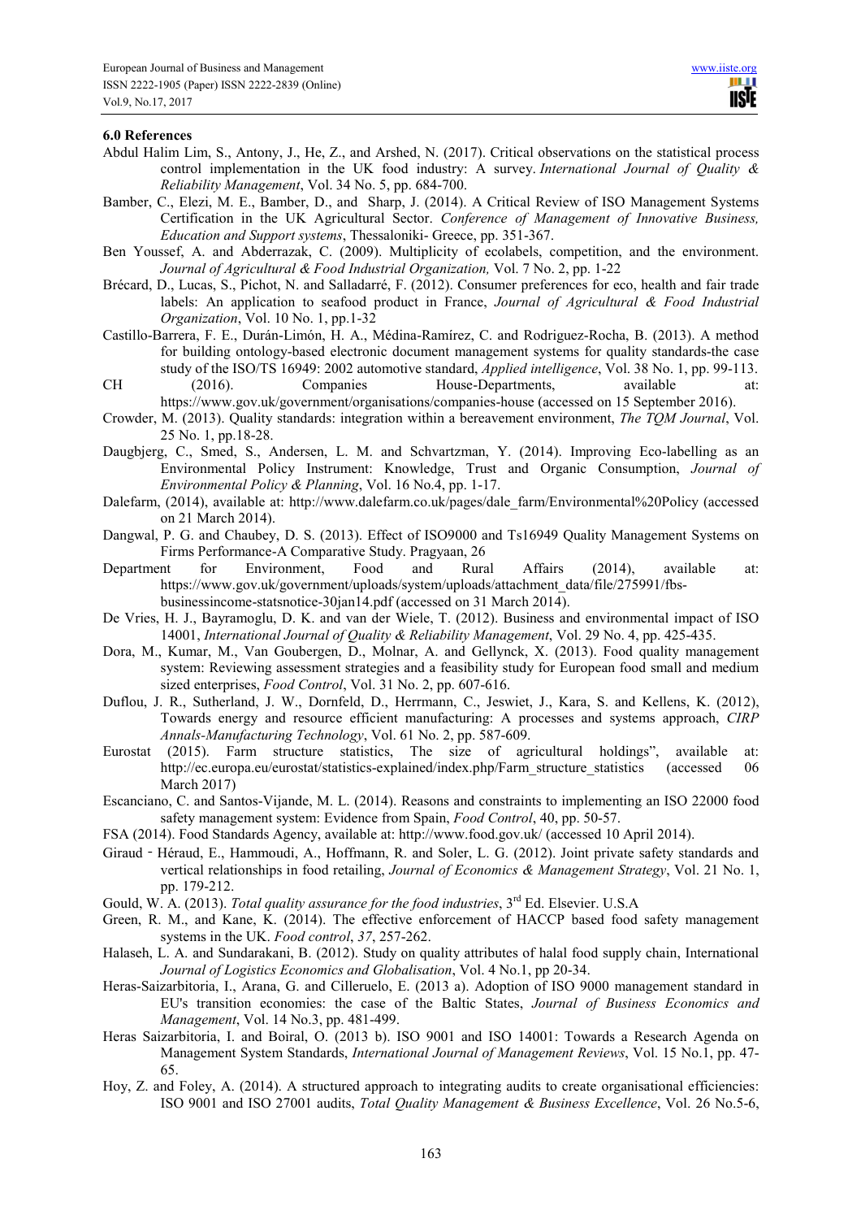### 6.0 References

Abdul Halim Lim, S., Antony, J., He, Z., and Arshed, N. (2017). Critical observations on the statistical process control implementation in the UK food industry: A survey. *International Journal of Quality & Reliability Management*, Vol. 34 No. 5, pp. 684-700.

Bamber, C., Elezi, M. E., Bamber, D., and Sharp, J. (2014). A Critical Review of ISO Management Systems Certification in the UK Agricultural Sector. *Conference of Management of Innovative Business, Education and Support systems*, Thessaloniki- Greece, pp. 351-367.

Ben Youssef, A. and Abderrazak, C. (2009). Multiplicity of ecolabels, competition, and the environment. *Journal of Agricultural & Food Industrial Organization,* Vol. 7 No. 2, pp. 1-22

Brécard, D., Lucas, S., Pichot, N. and Salladarré, F. (2012). Consumer preferences for eco, health and fair trade labels: An application to seafood product in France, *Journal of Agricultural & Food Industrial Organization*, Vol. 10 No. 1, pp.1-32

Castillo-Barrera, F. E., Durán-Limón, H. A., Médina-Ramírez, C. and Rodriguez-Rocha, B. (2013). A method for building ontology-based electronic document management systems for quality standards-the case study of the ISO/TS 16949: 2002 automotive standard, *Applied intelligence*, Vol. 38 No. 1, pp. 99-113.

CH (2016). Companies House-Departments, available at: https://www.gov.uk/government/organisations/companies-house (accessed on 15 September 2016).

Crowder, M. (2013). Quality standards: integration within a bereavement environment, *The TQM Journal*, Vol. 25 No. 1, pp.18-28.

Daugbjerg, C., Smed, S., Andersen, L. M. and Schvartzman, Y. (2014). Improving Eco-labelling as an Environmental Policy Instrument: Knowledge, Trust and Organic Consumption, *Journal of Environmental Policy & Planning*, Vol. 16 No.4, pp. 1-17.

Dalefarm, (2014), available at: http://www.dalefarm.co.uk/pages/dale_farm/Environmental%20Policy (accessed on 21 March 2014).

Dangwal, P. G. and Chaubey, D. S. (2013). Effect of ISO9000 and Ts16949 Quality Management Systems on Firms Performance-A Comparative Study. Pragyaan, 26

Department for Environment, Food and Rural Affairs (2014), available at: https://www.gov.uk/government/uploads/system/uploads/attachment_data/file/275991/fbs-businessincome-statsnotice-30jan14.pdf (accessed on 31 March 2014).

De Vries, H. J., Bayramoglu, D. K. and van der Wiele, T. (2012). Business and environmental impact of ISO 14001, *International Journal of Quality & Reliability Management*, Vol. 29 No. 4, pp. 425-435.

Dora, M., Kumar, M., Van Goubergen, D., Molnar, A. and Gellynck, X. (2013). Food quality management system: Reviewing assessment strategies and a feasibility study for European food small and medium sized enterprises, *Food Control*, Vol. 31 No. 2, pp. 607-616.

Duflou, J. R., Sutherland, J. W., Dornfeld, D., Herrmann, C., Jeswiet, J., Kara, S. and Kellens, K. (2012), Towards energy and resource efficient manufacturing: A processes and systems approach, *CIRP Annals-Manufacturing Technology*, Vol. 61 No. 2, pp. 587-609.

Eurostat (2015). Farm structure statistics, The size of agricultural holdings", available at: http://ec.europa.eu/eurostat/statistics-explained/index.php/Farm_structure_statistics (accessed 06 March 2017)

Escanciano, C. and Santos-Vijande, M. L. (2014). Reasons and constraints to implementing an ISO 22000 food safety management system: Evidence from Spain, *Food Control*, 40, pp. 50-57.

FSA (2014). Food Standards Agency, available at: http://www.food.gov.uk/ (accessed 10 April 2014).

Giraud‐Héraud, E., Hammoudi, A., Hoffmann, R. and Soler, L. G. (2012). Joint private safety standards and vertical relationships in food retailing, *Journal of Economics & Management Strategy*, Vol. 21 No. 1, pp. 179-212.

Gould, W. A. (2013). *Total quality assurance for the food industries*, 3rd Ed. Elsevier. U.S.A

Green, R. M., and Kane, K. (2014). The effective enforcement of HACCP based food safety management systems in the UK. *Food control*, *37*, 257-262.

Halaseh, L. A. and Sundarakani, B. (2012). Study on quality attributes of halal food supply chain, International *Journal of Logistics Economics and Globalisation*, Vol. 4 No.1, pp 20-34.

Heras-Saizarbitoria, I., Arana, G. and Cilleruelo, E. (2013 a). Adoption of ISO 9000 management standard in EU's transition economies: the case of the Baltic States, *Journal of Business Economics and Management*, Vol. 14 No.3, pp. 481-499.

Heras Saizarbitoria, I. and Boiral, O. (2013 b). ISO 9001 and ISO 14001: Towards a Research Agenda on Management System Standards, *International Journal of Management Reviews*, Vol. 15 No.1, pp. 47-65.

Hoy, Z. and Foley, A. (2014). A structured approach to integrating audits to create organisational efficiencies: ISO 9001 and ISO 27001 audits, *Total Quality Management & Business Excellence*, Vol. 26 No.5-6,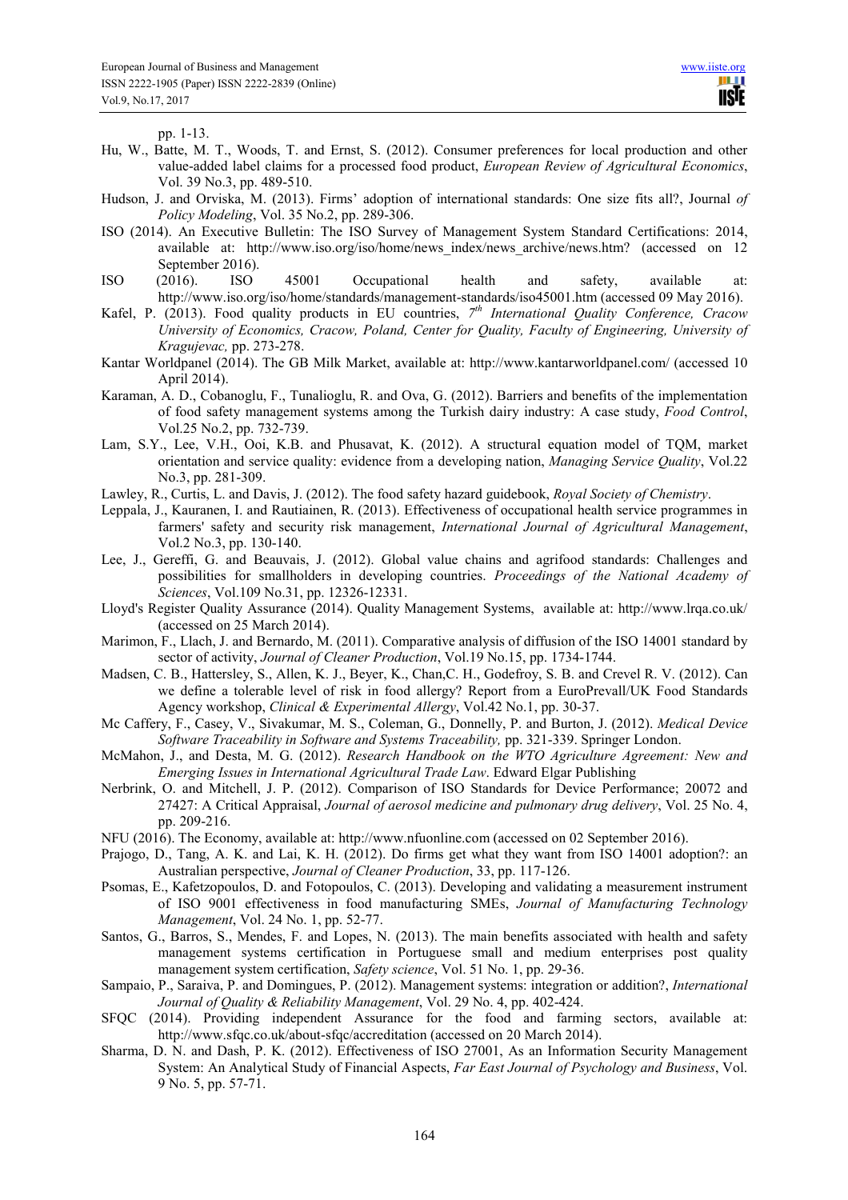pp. 1-13.

Hu, W., Batte, M. T., Woods, T. and Ernst, S. (2012). Consumer preferences for local production and other value-added label claims for a processed food product, *European Review of Agricultural Economics*, Vol. 39 No.3, pp. 489-510.

Hudson, J. and Orviska, M. (2013). Firms' adoption of international standards: One size fits all?, Journal *of Policy Modeling*, Vol. 35 No.2, pp. 289-306.

ISO (2014). An Executive Bulletin: The ISO Survey of Management System Standard Certifications: 2014, available at: http://www.iso.org/iso/home/news_index/news_archive/news.htm? (accessed on 12 September 2016).

ISO (2016). ISO 45001 Occupational health and safety, available at: http://www.iso.org/iso/home/standards/management-standards/iso45001.htm (accessed 09 May 2016).

Kafel, P. (2013). Food quality products in EU countries, *7th International Quality Conference, Cracow University of Economics, Cracow, Poland, Center for Quality, Faculty of Engineering, University of Kragujevac,* pp. 273-278.

Kantar Worldpanel (2014). The GB Milk Market, available at: http://www.kantarworldpanel.com/ (accessed 10 April 2014).

Karaman, A. D., Cobanoglu, F., Tunalioglu, R. and Ova, G. (2012). Barriers and benefits of the implementation of food safety management systems among the Turkish dairy industry: A case study, *Food Control*, Vol.25 No.2, pp. 732-739.

Lam, S.Y., Lee, V.H., Ooi, K.B. and Phusavat, K. (2012). A structural equation model of TQM, market orientation and service quality: evidence from a developing nation, *Managing Service Quality*, Vol.22 No.3, pp. 281-309.

Lawley, R., Curtis, L. and Davis, J. (2012). The food safety hazard guidebook, *Royal Society of Chemistry*.

Leppala, J., Kauranen, I. and Rautiainen, R. (2013). Effectiveness of occupational health service programmes in farmers' safety and security risk management, *International Journal of Agricultural Management*, Vol.2 No.3, pp. 130-140.

Lee, J., Gereffi, G. and Beauvais, J. (2012). Global value chains and agrifood standards: Challenges and possibilities for smallholders in developing countries. *Proceedings of the National Academy of Sciences*, Vol.109 No.31, pp. 12326-12331.

Lloyd's Register Quality Assurance (2014). Quality Management Systems, available at: http://www.lrqa.co.uk/ (accessed on 25 March 2014).

Marimon, F., Llach, J. and Bernardo, M. (2011). Comparative analysis of diffusion of the ISO 14001 standard by sector of activity, *Journal of Cleaner Production*, Vol.19 No.15, pp. 1734-1744.

Madsen, C. B., Hattersley, S., Allen, K. J., Beyer, K., Chan,C. H., Godefroy, S. B. and Crevel R. V. (2012). Can we define a tolerable level of risk in food allergy? Report from a EuroPrevall/UK Food Standards Agency workshop, *Clinical & Experimental Allergy*, Vol.42 No.1, pp. 30-37.

Mc Caffery, F., Casey, V., Sivakumar, M. S., Coleman, G., Donnelly, P. and Burton, J. (2012). *Medical Device Software Traceability in Software and Systems Traceability,* pp. 321-339. Springer London.

McMahon, J., and Desta, M. G. (2012). *Research Handbook on the WTO Agriculture Agreement: New and Emerging Issues in International Agricultural Trade Law*. Edward Elgar Publishing

Nerbrink, O. and Mitchell, J. P. (2012). Comparison of ISO Standards for Device Performance; 20072 and 27427: A Critical Appraisal, *Journal of aerosol medicine and pulmonary drug delivery*, Vol. 25 No. 4, pp. 209-216.

NFU (2016). The Economy, available at: http://www.nfuonline.com (accessed on 02 September 2016).

Prajogo, D., Tang, A. K. and Lai, K. H. (2012). Do firms get what they want from ISO 14001 adoption?: an Australian perspective, *Journal of Cleaner Production*, 33, pp. 117-126.

Psomas, E., Kafetzopoulos, D. and Fotopoulos, C. (2013). Developing and validating a measurement instrument of ISO 9001 effectiveness in food manufacturing SMEs, *Journal of Manufacturing Technology Management*, Vol. 24 No. 1, pp. 52-77.

Santos, G., Barros, S., Mendes, F. and Lopes, N. (2013). The main benefits associated with health and safety management systems certification in Portuguese small and medium enterprises post quality management system certification, *Safety science*, Vol. 51 No. 1, pp. 29-36.

Sampaio, P., Saraiva, P. and Domingues, P. (2012). Management systems: integration or addition?, *International Journal of Quality & Reliability Management*, Vol. 29 No. 4, pp. 402-424.

SFQC (2014). Providing independent Assurance for the food and farming sectors, available at: http://www.sfqc.co.uk/about-sfqc/accreditation (accessed on 20 March 2014).

Sharma, D. N. and Dash, P. K. (2012). Effectiveness of ISO 27001, As an Information Security Management System: An Analytical Study of Financial Aspects, *Far East Journal of Psychology and Business*, Vol. 9 No. 5, pp. 57-71.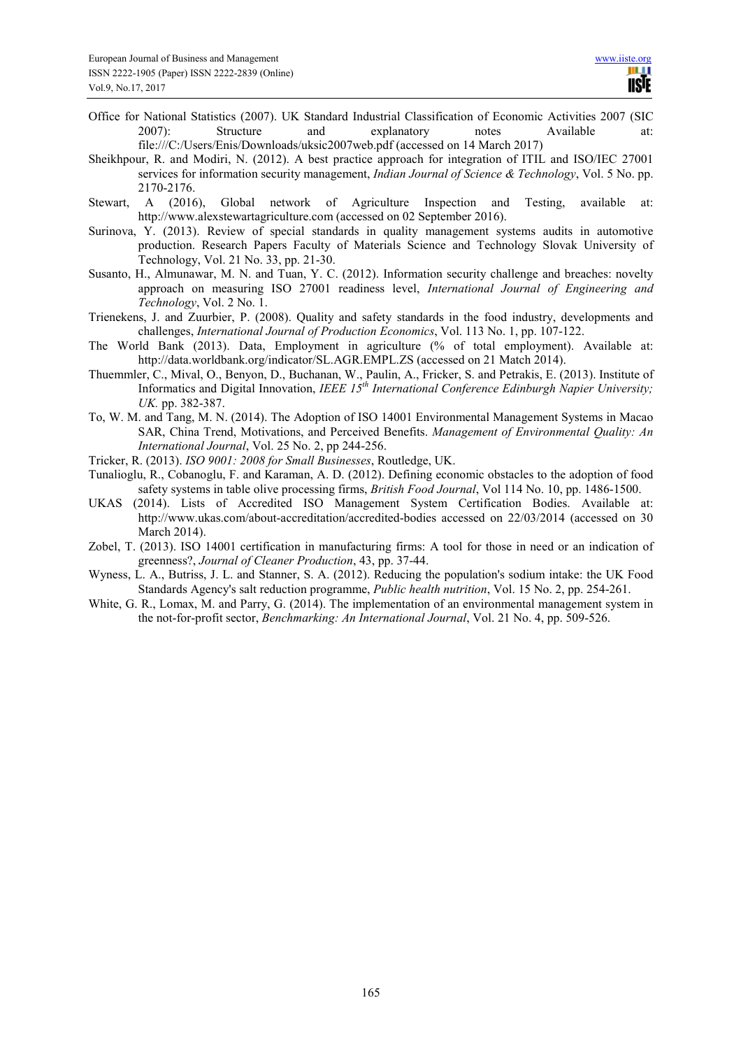Office for National Statistics (2007). UK Standard Industrial Classification of Economic Activities 2007 (SIC 2007): Structure and explanatory notes Available at: file:///C:/Users/Enis/Downloads/uksic2007web.pdf (accessed on 14 March 2017)

Sheikhpour, R. and Modiri, N. (2012). A best practice approach for integration of ITIL and ISO/IEC 27001 services for information security management, *Indian Journal of Science & Technology*, Vol. 5 No. pp. 2170-2176.

Stewart, A (2016), Global network of Agriculture Inspection and Testing, available at: http://www.alexstewartagriculture.com (accessed on 02 September 2016).

Surinova, Y. (2013). Review of special standards in quality management systems audits in automotive production. Research Papers Faculty of Materials Science and Technology Slovak University of Technology, Vol. 21 No. 33, pp. 21-30.

Susanto, H., Almunawar, M. N. and Tuan, Y. C. (2012). Information security challenge and breaches: novelty approach on measuring ISO 27001 readiness level, *International Journal of Engineering and Technology*, Vol. 2 No. 1.

Trienekens, J. and Zuurbier, P. (2008). Quality and safety standards in the food industry, developments and challenges, *International Journal of Production Economics*, Vol. 113 No. 1, pp. 107-122.

The World Bank (2013). Data, Employment in agriculture (% of total employment). Available at: http://data.worldbank.org/indicator/SL.AGR.EMPL.ZS (accessed on 21 Match 2014).

Thuemmler, C., Mival, O., Benyon, D., Buchanan, W., Paulin, A., Fricker, S. and Petrakis, E. (2013). Institute of Informatics and Digital Innovation, *IEEE 15th International Conference Edinburgh Napier University; UK.* pp. 382-387.

To, W. M. and Tang, M. N. (2014). The Adoption of ISO 14001 Environmental Management Systems in Macao SAR, China Trend, Motivations, and Perceived Benefits. *Management of Environmental Quality: An International Journal*, Vol. 25 No. 2, pp 244-256.

Tricker, R. (2013). *ISO 9001: 2008 for Small Businesses*, Routledge, UK.

Tunalioglu, R., Cobanoglu, F. and Karaman, A. D. (2012). Defining economic obstacles to the adoption of food safety systems in table olive processing firms, *British Food Journal*, Vol 114 No. 10, pp. 1486-1500.

UKAS (2014). Lists of Accredited ISO Management System Certification Bodies. Available at: http://www.ukas.com/about-accreditation/accredited-bodies accessed on 22/03/2014 (accessed on 30 March 2014).

Zobel, T. (2013). ISO 14001 certification in manufacturing firms: A tool for those in need or an indication of greenness?, *Journal of Cleaner Production*, 43, pp. 37-44.

Wyness, L. A., Butriss, J. L. and Stanner, S. A. (2012). Reducing the population's sodium intake: the UK Food Standards Agency's salt reduction programme, *Public health nutrition*, Vol. 15 No. 2, pp. 254-261.

White, G. R., Lomax, M. and Parry, G. (2014). The implementation of an environmental management system in the not-for-profit sector, *Benchmarking: An International Journal*, Vol. 21 No. 4, pp. 509-526.